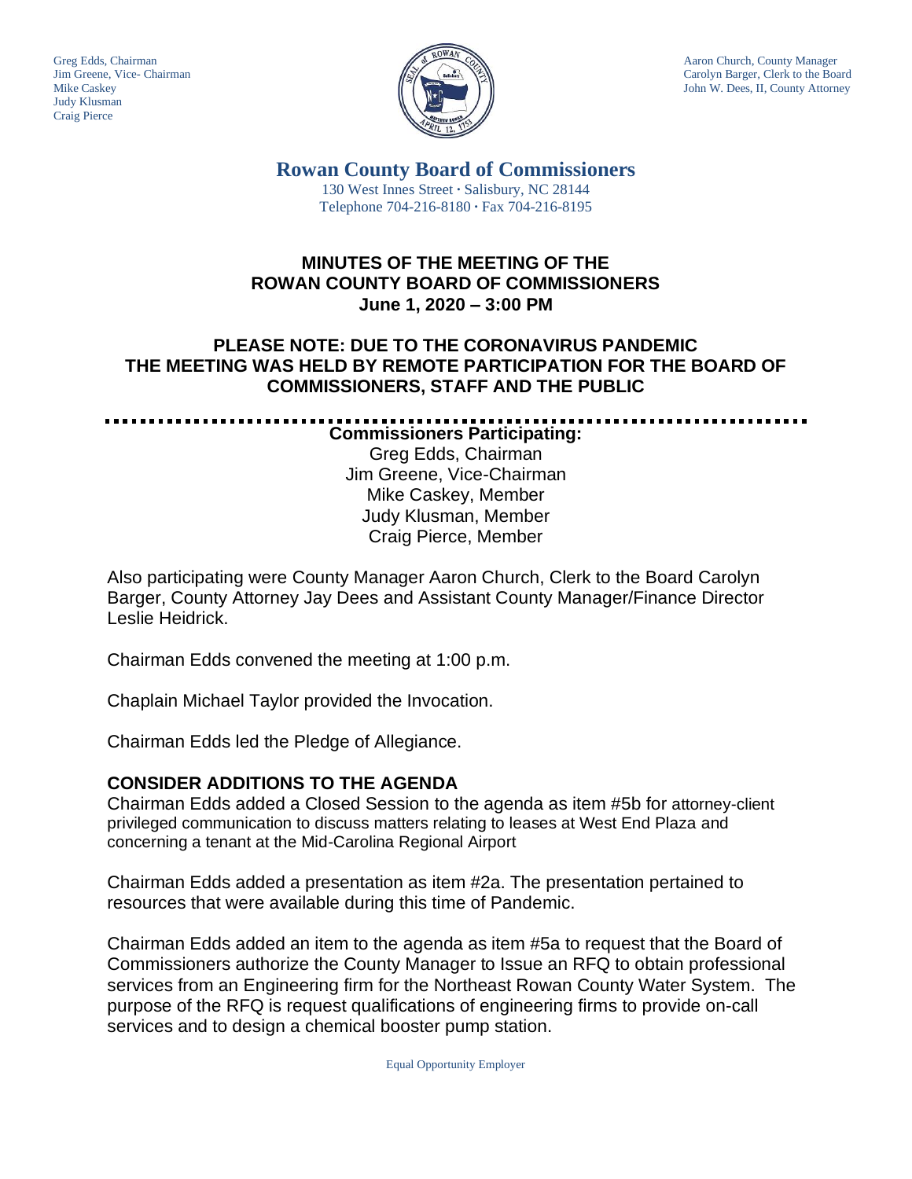Greg Edds, Chairman
Jim Greene, Vice- Chairman
Mike Caskey
Judy Klusman
Craig Pierce

Aaron Church, County Manager
Carolyn Barger, Clerk to the Board
John W. Dees, II, County Attorney

# Rowan County Board of Commissioners

130 West Innes Street · Salisbury, NC 28144
Telephone 704-216-8180 · Fax 704-216-8195

## MINUTES OF THE MEETING OF THE ROWAN COUNTY BOARD OF COMMISSIONERS
## June 1, 2020 – 3:00 PM

## PLEASE NOTE: DUE TO THE CORONAVIRUS PANDEMIC THE MEETING WAS HELD BY REMOTE PARTICIPATION FOR THE BOARD OF COMMISSIONERS, STAFF AND THE PUBLIC

**Commissioners Participating:**
Greg Edds, Chairman
Jim Greene, Vice-Chairman
Mike Caskey, Member
Judy Klusman, Member
Craig Pierce, Member

Also participating were County Manager Aaron Church, Clerk to the Board Carolyn Barger, County Attorney Jay Dees and Assistant County Manager/Finance Director Leslie Heidrick.

Chairman Edds convened the meeting at 1:00 p.m.

Chaplain Michael Taylor provided the Invocation.

Chairman Edds led the Pledge of Allegiance.

### CONSIDER ADDITIONS TO THE AGENDA

Chairman Edds added a Closed Session to the agenda as item #5b for attorney-client privileged communication to discuss matters relating to leases at West End Plaza and concerning a tenant at the Mid-Carolina Regional Airport

Chairman Edds added a presentation as item #2a. The presentation pertained to resources that were available during this time of Pandemic.

Chairman Edds added an item to the agenda as item #5a to request that the Board of Commissioners authorize the County Manager to Issue an RFQ to obtain professional services from an Engineering firm for the Northeast Rowan County Water System. The purpose of the RFQ is request qualifications of engineering firms to provide on-call services and to design a chemical booster pump station.

Equal Opportunity Employer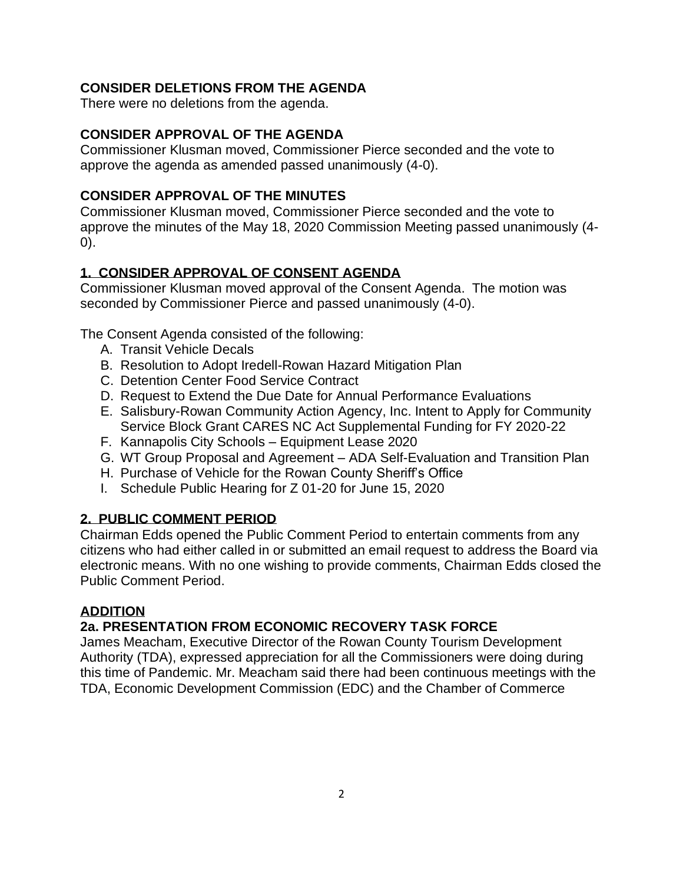**CONSIDER DELETIONS FROM THE AGENDA**

There were no deletions from the agenda.

**CONSIDER APPROVAL OF THE AGENDA**

Commissioner Klusman moved, Commissioner Pierce seconded and the vote to approve the agenda as amended passed unanimously (4-0).

**CONSIDER APPROVAL OF THE MINUTES**

Commissioner Klusman moved, Commissioner Pierce seconded and the vote to approve the minutes of the May 18, 2020 Commission Meeting passed unanimously (4-0).

**1. CONSIDER APPROVAL OF CONSENT AGENDA**

Commissioner Klusman moved approval of the Consent Agenda. The motion was seconded by Commissioner Pierce and passed unanimously (4-0).

The Consent Agenda consisted of the following:

A. Transit Vehicle Decals
B. Resolution to Adopt Iredell-Rowan Hazard Mitigation Plan
C. Detention Center Food Service Contract
D. Request to Extend the Due Date for Annual Performance Evaluations
E. Salisbury-Rowan Community Action Agency, Inc. Intent to Apply for Community Service Block Grant CARES NC Act Supplemental Funding for FY 2020-22
F. Kannapolis City Schools – Equipment Lease 2020
G. WT Group Proposal and Agreement – ADA Self-Evaluation and Transition Plan
H. Purchase of Vehicle for the Rowan County Sheriff's Office
I. Schedule Public Hearing for Z 01-20 for June 15, 2020

**2. PUBLIC COMMENT PERIOD**

Chairman Edds opened the Public Comment Period to entertain comments from any citizens who had either called in or submitted an email request to address the Board via electronic means. With no one wishing to provide comments, Chairman Edds closed the Public Comment Period.

**ADDITION**

**2a. PRESENTATION FROM ECONOMIC RECOVERY TASK FORCE**

James Meacham, Executive Director of the Rowan County Tourism Development Authority (TDA), expressed appreciation for all the Commissioners were doing during this time of Pandemic. Mr. Meacham said there had been continuous meetings with the TDA, Economic Development Commission (EDC) and the Chamber of Commerce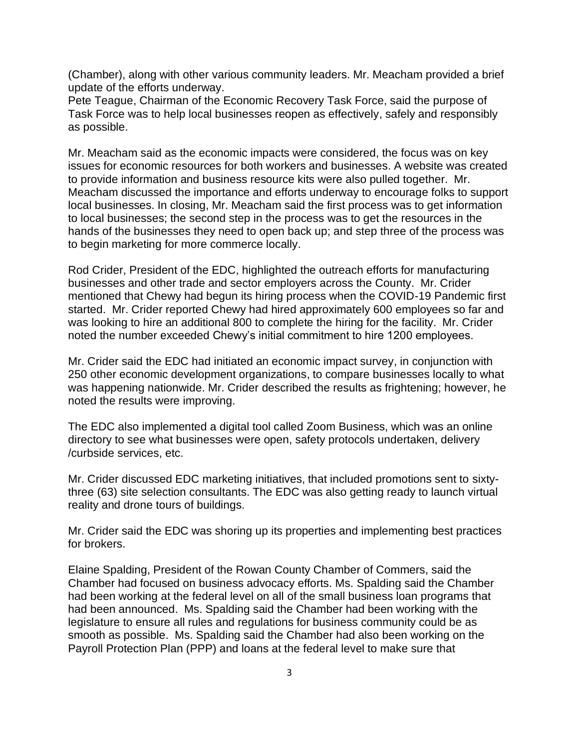(Chamber), along with other various community leaders. Mr. Meacham provided a brief update of the efforts underway.
Pete Teague, Chairman of the Economic Recovery Task Force, said the purpose of Task Force was to help local businesses reopen as effectively, safely and responsibly as possible.

Mr. Meacham said as the economic impacts were considered, the focus was on key issues for economic resources for both workers and businesses. A website was created to provide information and business resource kits were also pulled together. Mr. Meacham discussed the importance and efforts underway to encourage folks to support local businesses. In closing, Mr. Meacham said the first process was to get information to local businesses; the second step in the process was to get the resources in the hands of the businesses they need to open back up; and step three of the process was to begin marketing for more commerce locally.

Rod Crider, President of the EDC, highlighted the outreach efforts for manufacturing businesses and other trade and sector employers across the County. Mr. Crider mentioned that Chewy had begun its hiring process when the COVID-19 Pandemic first started. Mr. Crider reported Chewy had hired approximately 600 employees so far and was looking to hire an additional 800 to complete the hiring for the facility. Mr. Crider noted the number exceeded Chewy's initial commitment to hire 1200 employees.

Mr. Crider said the EDC had initiated an economic impact survey, in conjunction with 250 other economic development organizations, to compare businesses locally to what was happening nationwide. Mr. Crider described the results as frightening; however, he noted the results were improving.

The EDC also implemented a digital tool called Zoom Business, which was an online directory to see what businesses were open, safety protocols undertaken, delivery /curbside services, etc.

Mr. Crider discussed EDC marketing initiatives, that included promotions sent to sixty-three (63) site selection consultants. The EDC was also getting ready to launch virtual reality and drone tours of buildings.

Mr. Crider said the EDC was shoring up its properties and implementing best practices for brokers.

Elaine Spalding, President of the Rowan County Chamber of Commers, said the Chamber had focused on business advocacy efforts. Ms. Spalding said the Chamber had been working at the federal level on all of the small business loan programs that had been announced. Ms. Spalding said the Chamber had been working with the legislature to ensure all rules and regulations for business community could be as smooth as possible. Ms. Spalding said the Chamber had also been working on the Payroll Protection Plan (PPP) and loans at the federal level to make sure that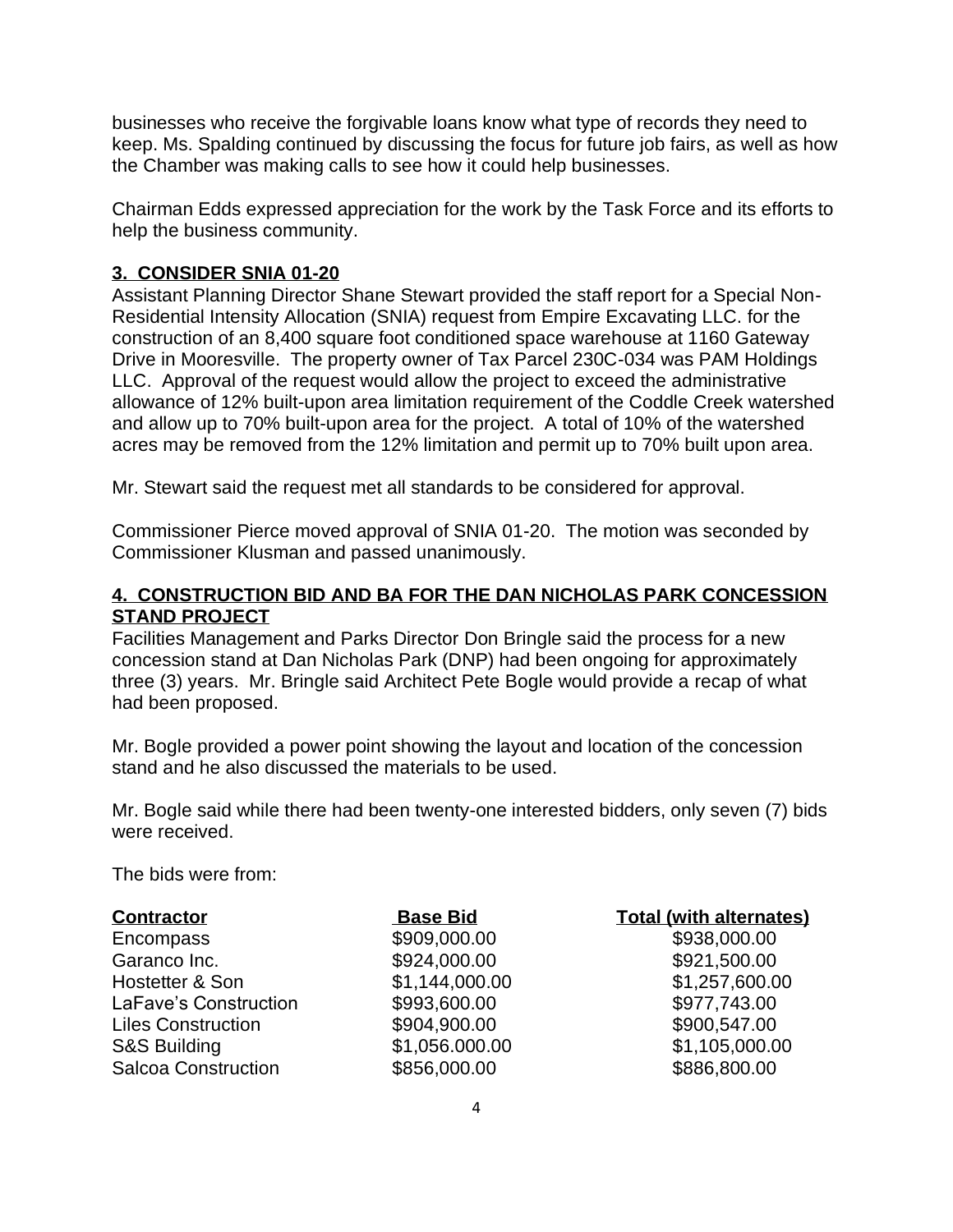businesses who receive the forgivable loans know what type of records they need to keep. Ms. Spalding continued by discussing the focus for future job fairs, as well as how the Chamber was making calls to see how it could help businesses.

Chairman Edds expressed appreciation for the work by the Task Force and its efforts to help the business community.

## 3. CONSIDER SNIA 01-20

Assistant Planning Director Shane Stewart provided the staff report for a Special Non-Residential Intensity Allocation (SNIA) request from Empire Excavating LLC. for the construction of an 8,400 square foot conditioned space warehouse at 1160 Gateway Drive in Mooresville. The property owner of Tax Parcel 230C-034 was PAM Holdings LLC. Approval of the request would allow the project to exceed the administrative allowance of 12% built-upon area limitation requirement of the Coddle Creek watershed and allow up to 70% built-upon area for the project. A total of 10% of the watershed acres may be removed from the 12% limitation and permit up to 70% built upon area.

Mr. Stewart said the request met all standards to be considered for approval.

Commissioner Pierce moved approval of SNIA 01-20. The motion was seconded by Commissioner Klusman and passed unanimously.

## 4. CONSTRUCTION BID AND BA FOR THE DAN NICHOLAS PARK CONCESSION STAND PROJECT

Facilities Management and Parks Director Don Bringle said the process for a new concession stand at Dan Nicholas Park (DNP) had been ongoing for approximately three (3) years. Mr. Bringle said Architect Pete Bogle would provide a recap of what had been proposed.

Mr. Bogle provided a power point showing the layout and location of the concession stand and he also discussed the materials to be used.

Mr. Bogle said while there had been twenty-one interested bidders, only seven (7) bids were received.

The bids were from:

| Contractor | Base Bid | Total (with alternates) |
|---|---|---|
| Encompass | \$909,000.00 | \$938,000.00 |
| Garanco Inc. | \$924,000.00 | \$921,500.00 |
| Hostetter & Son | \$1,144,000.00 | \$1,257,600.00 |
| LaFave's Construction | \$993,600.00 | \$977,743.00 |
| Liles Construction | \$904,900.00 | \$900,547.00 |
| S&S Building | \$1,056.000.00 | \$1,105,000.00 |
| Salcoa Construction | \$856,000.00 | \$886,800.00 |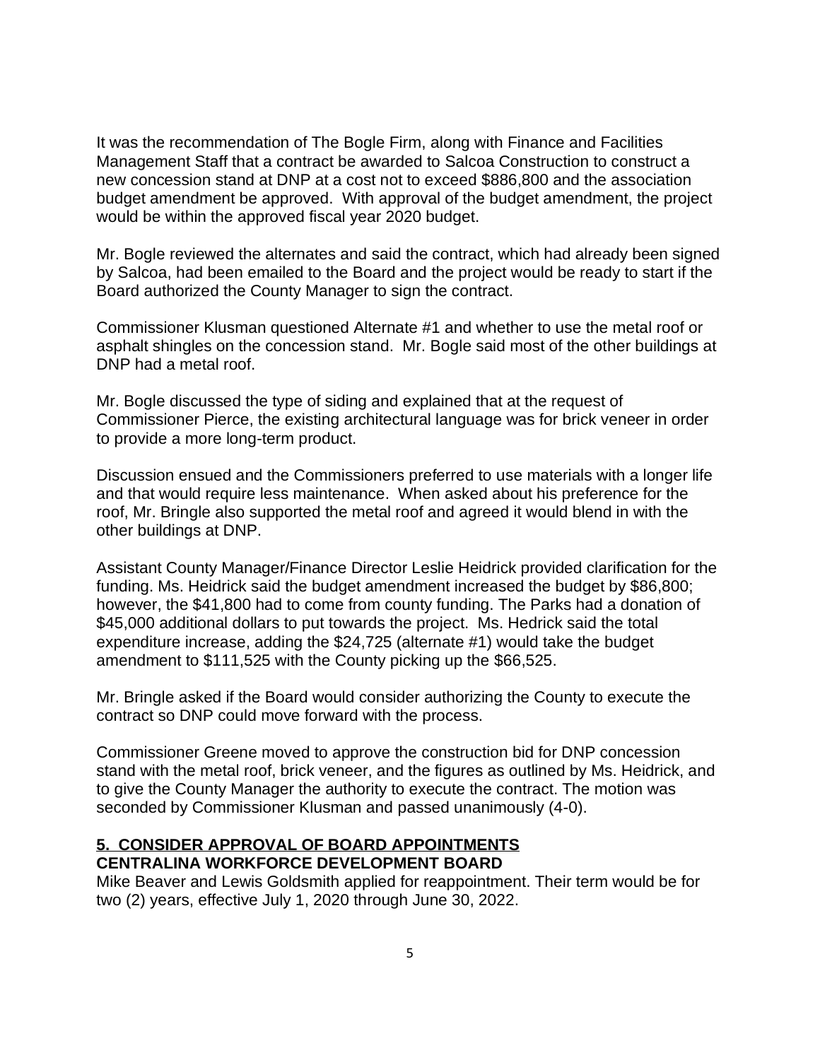It was the recommendation of The Bogle Firm, along with Finance and Facilities Management Staff that a contract be awarded to Salcoa Construction to construct a new concession stand at DNP at a cost not to exceed $886,800 and the association budget amendment be approved. With approval of the budget amendment, the project would be within the approved fiscal year 2020 budget.

Mr. Bogle reviewed the alternates and said the contract, which had already been signed by Salcoa, had been emailed to the Board and the project would be ready to start if the Board authorized the County Manager to sign the contract.

Commissioner Klusman questioned Alternate #1 and whether to use the metal roof or asphalt shingles on the concession stand. Mr. Bogle said most of the other buildings at DNP had a metal roof.

Mr. Bogle discussed the type of siding and explained that at the request of Commissioner Pierce, the existing architectural language was for brick veneer in order to provide a more long-term product.

Discussion ensued and the Commissioners preferred to use materials with a longer life and that would require less maintenance. When asked about his preference for the roof, Mr. Bringle also supported the metal roof and agreed it would blend in with the other buildings at DNP.

Assistant County Manager/Finance Director Leslie Heidrick provided clarification for the funding. Ms. Heidrick said the budget amendment increased the budget by $86,800; however, the $41,800 had to come from county funding. The Parks had a donation of $45,000 additional dollars to put towards the project. Ms. Hedrick said the total expenditure increase, adding the $24,725 (alternate #1) would take the budget amendment to $111,525 with the County picking up the $66,525.

Mr. Bringle asked if the Board would consider authorizing the County to execute the contract so DNP could move forward with the process.

Commissioner Greene moved to approve the construction bid for DNP concession stand with the metal roof, brick veneer, and the figures as outlined by Ms. Heidrick, and to give the County Manager the authority to execute the contract. The motion was seconded by Commissioner Klusman and passed unanimously (4-0).

## 5. CONSIDER APPROVAL OF BOARD APPOINTMENTS

**CENTRALINA WORKFORCE DEVELOPMENT BOARD**

Mike Beaver and Lewis Goldsmith applied for reappointment. Their term would be for two (2) years, effective July 1, 2020 through June 30, 2022.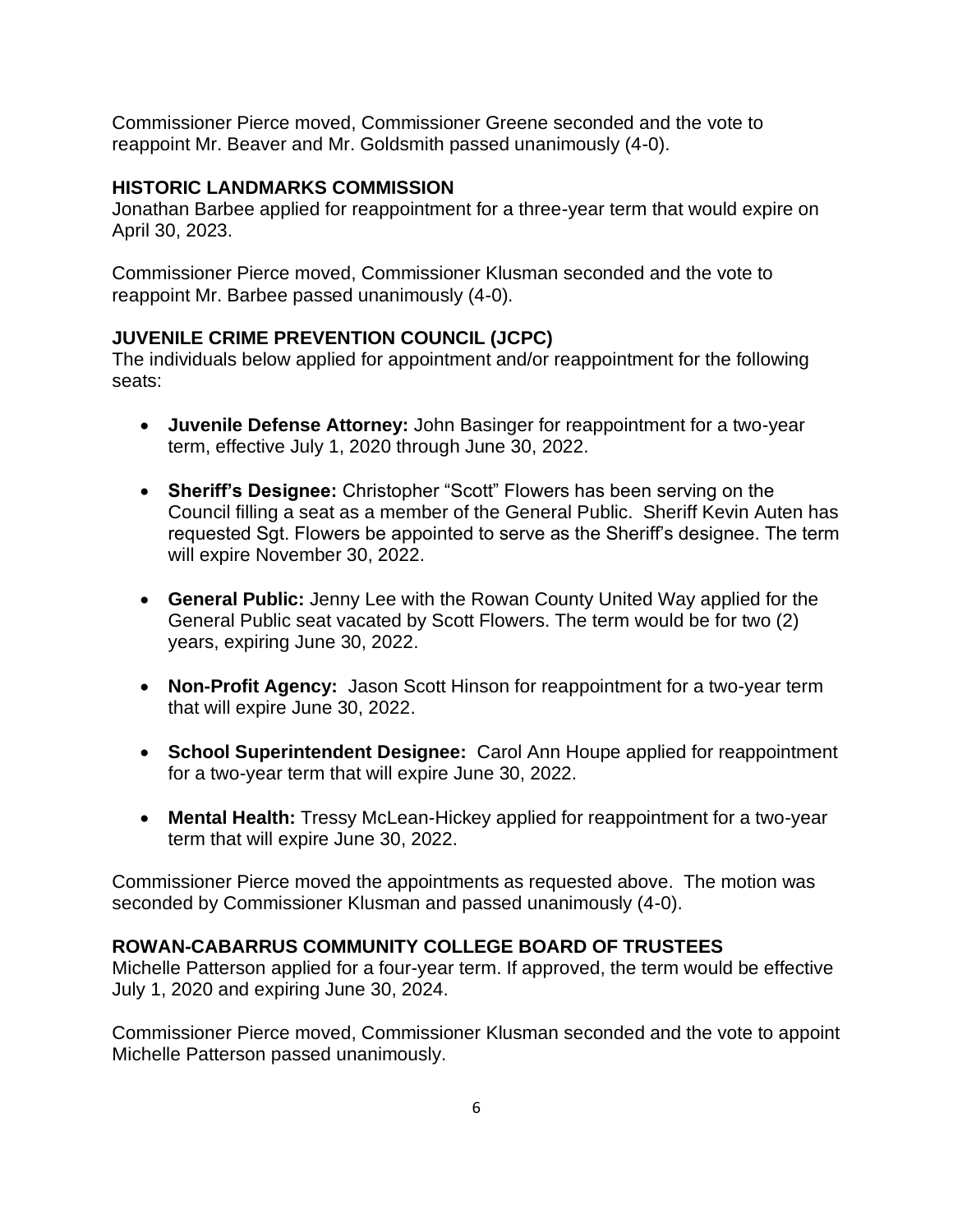Commissioner Pierce moved, Commissioner Greene seconded and the vote to reappoint Mr. Beaver and Mr. Goldsmith passed unanimously (4-0).

**HISTORIC LANDMARKS COMMISSION**

Jonathan Barbee applied for reappointment for a three-year term that would expire on April 30, 2023.

Commissioner Pierce moved, Commissioner Klusman seconded and the vote to reappoint Mr. Barbee passed unanimously (4-0).

**JUVENILE CRIME PREVENTION COUNCIL (JCPC)**

The individuals below applied for appointment and/or reappointment for the following seats:

- **Juvenile Defense Attorney:** John Basinger for reappointment for a two-year term, effective July 1, 2020 through June 30, 2022.
- **Sheriff's Designee:** Christopher "Scott" Flowers has been serving on the Council filling a seat as a member of the General Public. Sheriff Kevin Auten has requested Sgt. Flowers be appointed to serve as the Sheriff's designee. The term will expire November 30, 2022.
- **General Public:** Jenny Lee with the Rowan County United Way applied for the General Public seat vacated by Scott Flowers. The term would be for two (2) years, expiring June 30, 2022.
- **Non-Profit Agency:** Jason Scott Hinson for reappointment for a two-year term that will expire June 30, 2022.
- **School Superintendent Designee:** Carol Ann Houpe applied for reappointment for a two-year term that will expire June 30, 2022.
- **Mental Health:** Tressy McLean-Hickey applied for reappointment for a two-year term that will expire June 30, 2022.

Commissioner Pierce moved the appointments as requested above. The motion was seconded by Commissioner Klusman and passed unanimously (4-0).

**ROWAN-CABARRUS COMMUNITY COLLEGE BOARD OF TRUSTEES**

Michelle Patterson applied for a four-year term. If approved, the term would be effective July 1, 2020 and expiring June 30, 2024.

Commissioner Pierce moved, Commissioner Klusman seconded and the vote to appoint Michelle Patterson passed unanimously.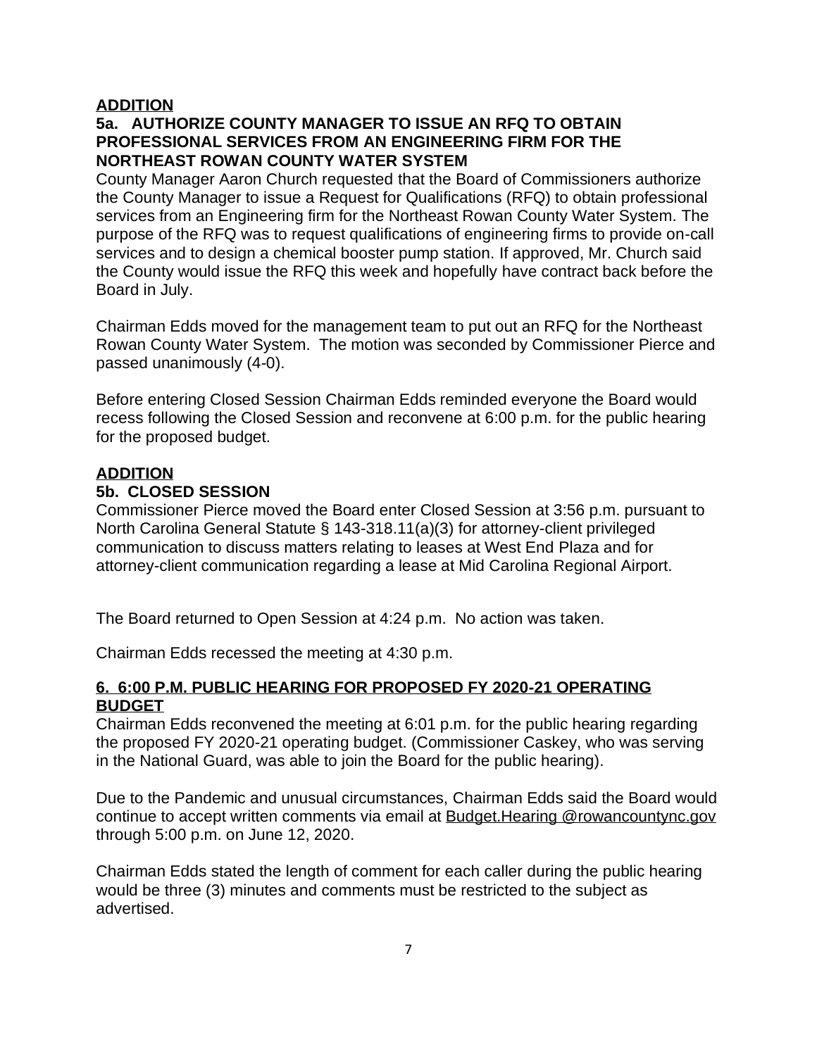**ADDITION**

**5a. AUTHORIZE COUNTY MANAGER TO ISSUE AN RFQ TO OBTAIN PROFESSIONAL SERVICES FROM AN ENGINEERING FIRM FOR THE NORTHEAST ROWAN COUNTY WATER SYSTEM**

County Manager Aaron Church requested that the Board of Commissioners authorize the County Manager to issue a Request for Qualifications (RFQ) to obtain professional services from an Engineering firm for the Northeast Rowan County Water System. The purpose of the RFQ was to request qualifications of engineering firms to provide on-call services and to design a chemical booster pump station. If approved, Mr. Church said the County would issue the RFQ this week and hopefully have contract back before the Board in July.

Chairman Edds moved for the management team to put out an RFQ for the Northeast Rowan County Water System. The motion was seconded by Commissioner Pierce and passed unanimously (4-0).

Before entering Closed Session Chairman Edds reminded everyone the Board would recess following the Closed Session and reconvene at 6:00 p.m. for the public hearing for the proposed budget.

**ADDITION**

**5b. CLOSED SESSION**

Commissioner Pierce moved the Board enter Closed Session at 3:56 p.m. pursuant to North Carolina General Statute § 143-318.11(a)(3) for attorney-client privileged communication to discuss matters relating to leases at West End Plaza and for attorney-client communication regarding a lease at Mid Carolina Regional Airport.

The Board returned to Open Session at 4:24 p.m. No action was taken.

Chairman Edds recessed the meeting at 4:30 p.m.

**6. 6:00 P.M. PUBLIC HEARING FOR PROPOSED FY 2020-21 OPERATING BUDGET**

Chairman Edds reconvened the meeting at 6:01 p.m. for the public hearing regarding the proposed FY 2020-21 operating budget. (Commissioner Caskey, who was serving in the National Guard, was able to join the Board for the public hearing).

Due to the Pandemic and unusual circumstances, Chairman Edds said the Board would continue to accept written comments via email at Budget.Hearing @rowancountync.gov through 5:00 p.m. on June 12, 2020.

Chairman Edds stated the length of comment for each caller during the public hearing would be three (3) minutes and comments must be restricted to the subject as advertised.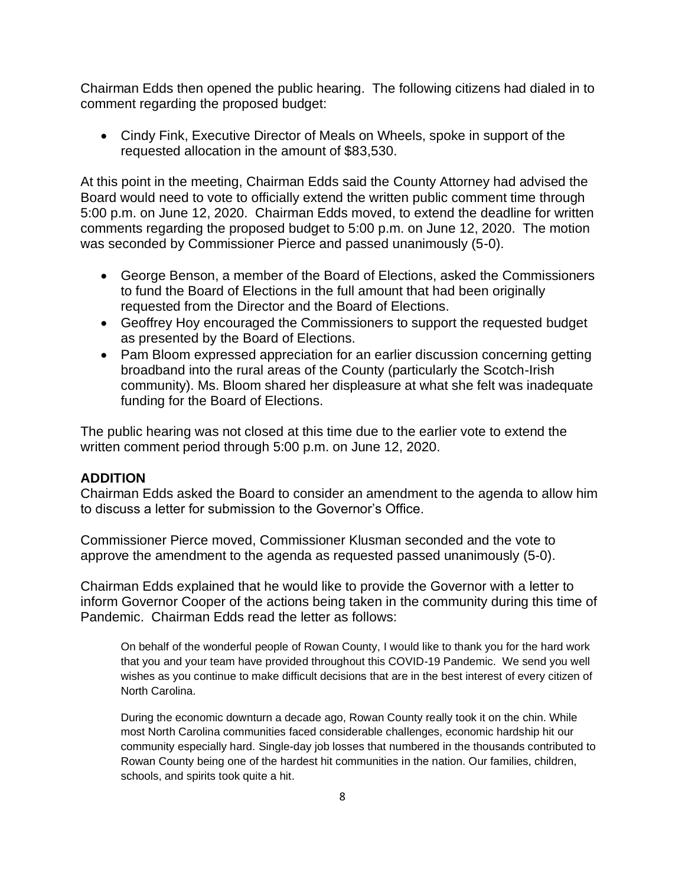Chairman Edds then opened the public hearing. The following citizens had dialed in to comment regarding the proposed budget:

- Cindy Fink, Executive Director of Meals on Wheels, spoke in support of the requested allocation in the amount of $83,530.

At this point in the meeting, Chairman Edds said the County Attorney had advised the Board would need to vote to officially extend the written public comment time through 5:00 p.m. on June 12, 2020. Chairman Edds moved, to extend the deadline for written comments regarding the proposed budget to 5:00 p.m. on June 12, 2020. The motion was seconded by Commissioner Pierce and passed unanimously (5-0).

- George Benson, a member of the Board of Elections, asked the Commissioners to fund the Board of Elections in the full amount that had been originally requested from the Director and the Board of Elections.
- Geoffrey Hoy encouraged the Commissioners to support the requested budget as presented by the Board of Elections.
- Pam Bloom expressed appreciation for an earlier discussion concerning getting broadband into the rural areas of the County (particularly the Scotch-Irish community). Ms. Bloom shared her displeasure at what she felt was inadequate funding for the Board of Elections.

The public hearing was not closed at this time due to the earlier vote to extend the written comment period through 5:00 p.m. on June 12, 2020.

**ADDITION**

Chairman Edds asked the Board to consider an amendment to the agenda to allow him to discuss a letter for submission to the Governor's Office.

Commissioner Pierce moved, Commissioner Klusman seconded and the vote to approve the amendment to the agenda as requested passed unanimously (5-0).

Chairman Edds explained that he would like to provide the Governor with a letter to inform Governor Cooper of the actions being taken in the community during this time of Pandemic. Chairman Edds read the letter as follows:

> On behalf of the wonderful people of Rowan County, I would like to thank you for the hard work that you and your team have provided throughout this COVID-19 Pandemic. We send you well wishes as you continue to make difficult decisions that are in the best interest of every citizen of North Carolina.
>
> During the economic downturn a decade ago, Rowan County really took it on the chin. While most North Carolina communities faced considerable challenges, economic hardship hit our community especially hard. Single-day job losses that numbered in the thousands contributed to Rowan County being one of the hardest hit communities in the nation. Our families, children, schools, and spirits took quite a hit.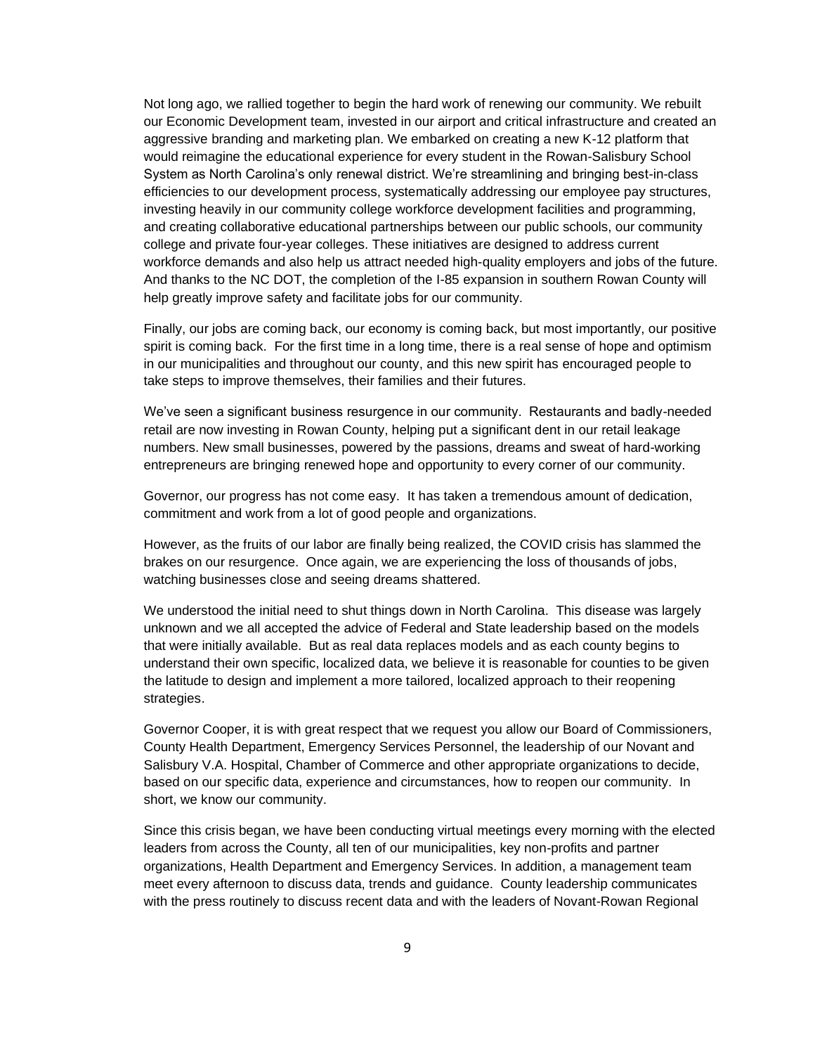Not long ago, we rallied together to begin the hard work of renewing our community. We rebuilt our Economic Development team, invested in our airport and critical infrastructure and created an aggressive branding and marketing plan. We embarked on creating a new K-12 platform that would reimagine the educational experience for every student in the Rowan-Salisbury School System as North Carolina's only renewal district. We're streamlining and bringing best-in-class efficiencies to our development process, systematically addressing our employee pay structures, investing heavily in our community college workforce development facilities and programming, and creating collaborative educational partnerships between our public schools, our community college and private four-year colleges. These initiatives are designed to address current workforce demands and also help us attract needed high-quality employers and jobs of the future. And thanks to the NC DOT, the completion of the I-85 expansion in southern Rowan County will help greatly improve safety and facilitate jobs for our community.

Finally, our jobs are coming back, our economy is coming back, but most importantly, our positive spirit is coming back. For the first time in a long time, there is a real sense of hope and optimism in our municipalities and throughout our county, and this new spirit has encouraged people to take steps to improve themselves, their families and their futures.

We've seen a significant business resurgence in our community. Restaurants and badly-needed retail are now investing in Rowan County, helping put a significant dent in our retail leakage numbers. New small businesses, powered by the passions, dreams and sweat of hard-working entrepreneurs are bringing renewed hope and opportunity to every corner of our community.

Governor, our progress has not come easy. It has taken a tremendous amount of dedication, commitment and work from a lot of good people and organizations.

However, as the fruits of our labor are finally being realized, the COVID crisis has slammed the brakes on our resurgence. Once again, we are experiencing the loss of thousands of jobs, watching businesses close and seeing dreams shattered.

We understood the initial need to shut things down in North Carolina. This disease was largely unknown and we all accepted the advice of Federal and State leadership based on the models that were initially available. But as real data replaces models and as each county begins to understand their own specific, localized data, we believe it is reasonable for counties to be given the latitude to design and implement a more tailored, localized approach to their reopening strategies.

Governor Cooper, it is with great respect that we request you allow our Board of Commissioners, County Health Department, Emergency Services Personnel, the leadership of our Novant and Salisbury V.A. Hospital, Chamber of Commerce and other appropriate organizations to decide, based on our specific data, experience and circumstances, how to reopen our community. In short, we know our community.

Since this crisis began, we have been conducting virtual meetings every morning with the elected leaders from across the County, all ten of our municipalities, key non-profits and partner organizations, Health Department and Emergency Services. In addition, a management team meet every afternoon to discuss data, trends and guidance. County leadership communicates with the press routinely to discuss recent data and with the leaders of Novant-Rowan Regional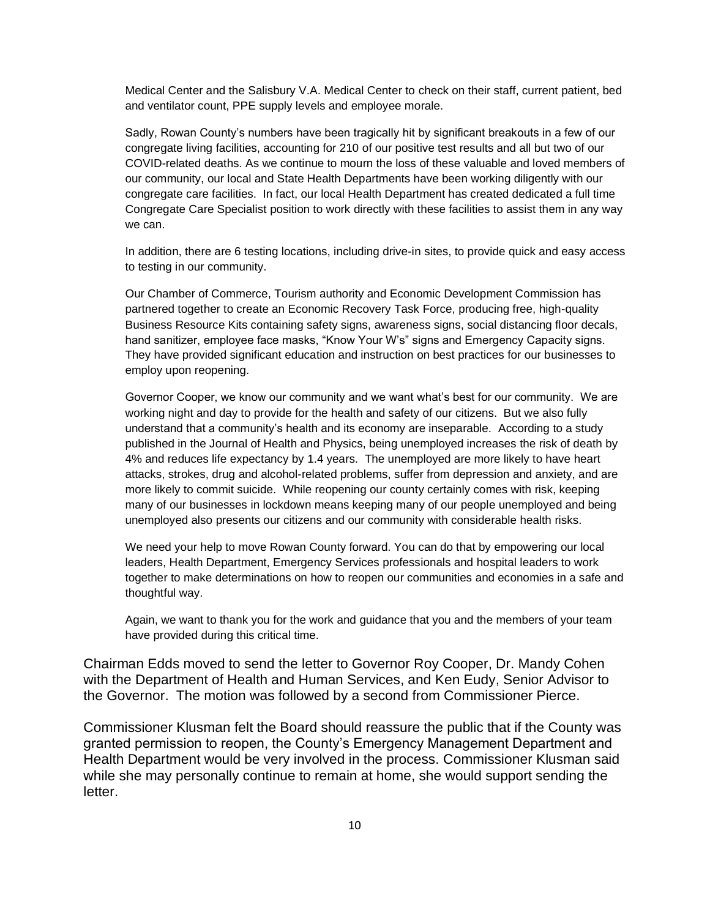Medical Center and the Salisbury V.A. Medical Center to check on their staff, current patient, bed and ventilator count, PPE supply levels and employee morale.

Sadly, Rowan County's numbers have been tragically hit by significant breakouts in a few of our congregate living facilities, accounting for 210 of our positive test results and all but two of our COVID-related deaths. As we continue to mourn the loss of these valuable and loved members of our community, our local and State Health Departments have been working diligently with our congregate care facilities. In fact, our local Health Department has created dedicated a full time Congregate Care Specialist position to work directly with these facilities to assist them in any way we can.

In addition, there are 6 testing locations, including drive-in sites, to provide quick and easy access to testing in our community.

Our Chamber of Commerce, Tourism authority and Economic Development Commission has partnered together to create an Economic Recovery Task Force, producing free, high-quality Business Resource Kits containing safety signs, awareness signs, social distancing floor decals, hand sanitizer, employee face masks, "Know Your W's" signs and Emergency Capacity signs. They have provided significant education and instruction on best practices for our businesses to employ upon reopening.

Governor Cooper, we know our community and we want what's best for our community. We are working night and day to provide for the health and safety of our citizens. But we also fully understand that a community's health and its economy are inseparable. According to a study published in the Journal of Health and Physics, being unemployed increases the risk of death by 4% and reduces life expectancy by 1.4 years. The unemployed are more likely to have heart attacks, strokes, drug and alcohol-related problems, suffer from depression and anxiety, and are more likely to commit suicide. While reopening our county certainly comes with risk, keeping many of our businesses in lockdown means keeping many of our people unemployed and being unemployed also presents our citizens and our community with considerable health risks.

We need your help to move Rowan County forward. You can do that by empowering our local leaders, Health Department, Emergency Services professionals and hospital leaders to work together to make determinations on how to reopen our communities and economies in a safe and thoughtful way.

Again, we want to thank you for the work and guidance that you and the members of your team have provided during this critical time.

Chairman Edds moved to send the letter to Governor Roy Cooper, Dr. Mandy Cohen with the Department of Health and Human Services, and Ken Eudy, Senior Advisor to the Governor. The motion was followed by a second from Commissioner Pierce.

Commissioner Klusman felt the Board should reassure the public that if the County was granted permission to reopen, the County's Emergency Management Department and Health Department would be very involved in the process. Commissioner Klusman said while she may personally continue to remain at home, she would support sending the letter.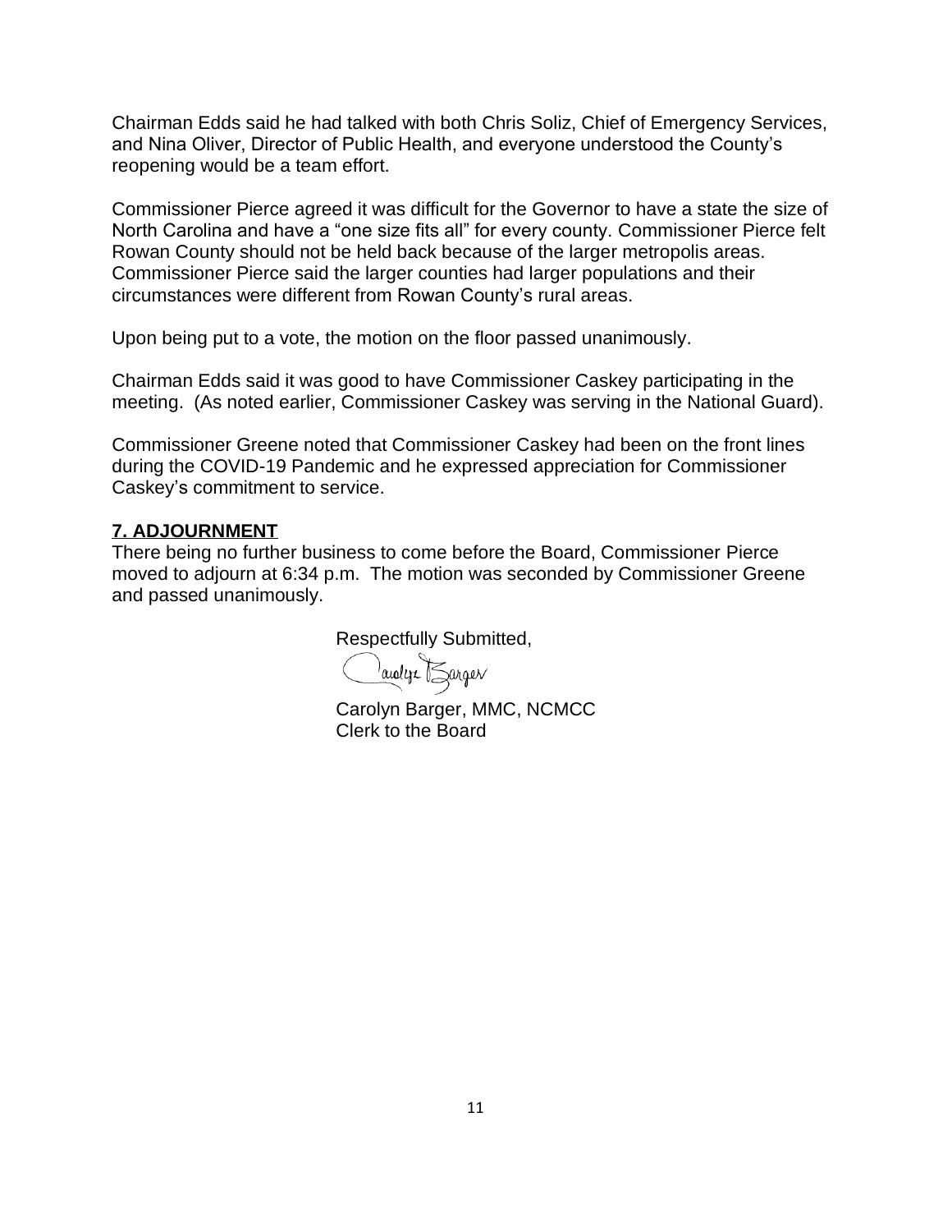Chairman Edds said he had talked with both Chris Soliz, Chief of Emergency Services, and Nina Oliver, Director of Public Health, and everyone understood the County's reopening would be a team effort.

Commissioner Pierce agreed it was difficult for the Governor to have a state the size of North Carolina and have a "one size fits all" for every county. Commissioner Pierce felt Rowan County should not be held back because of the larger metropolis areas. Commissioner Pierce said the larger counties had larger populations and their circumstances were different from Rowan County's rural areas.

Upon being put to a vote, the motion on the floor passed unanimously.

Chairman Edds said it was good to have Commissioner Caskey participating in the meeting. (As noted earlier, Commissioner Caskey was serving in the National Guard).

Commissioner Greene noted that Commissioner Caskey had been on the front lines during the COVID-19 Pandemic and he expressed appreciation for Commissioner Caskey's commitment to service.

**7. ADJOURNMENT**

There being no further business to come before the Board, Commissioner Pierce moved to adjourn at 6:34 p.m. The motion was seconded by Commissioner Greene and passed unanimously.

Respectfully Submitted,

Carolyn Barger

Carolyn Barger, MMC, NCMCC
Clerk to the Board